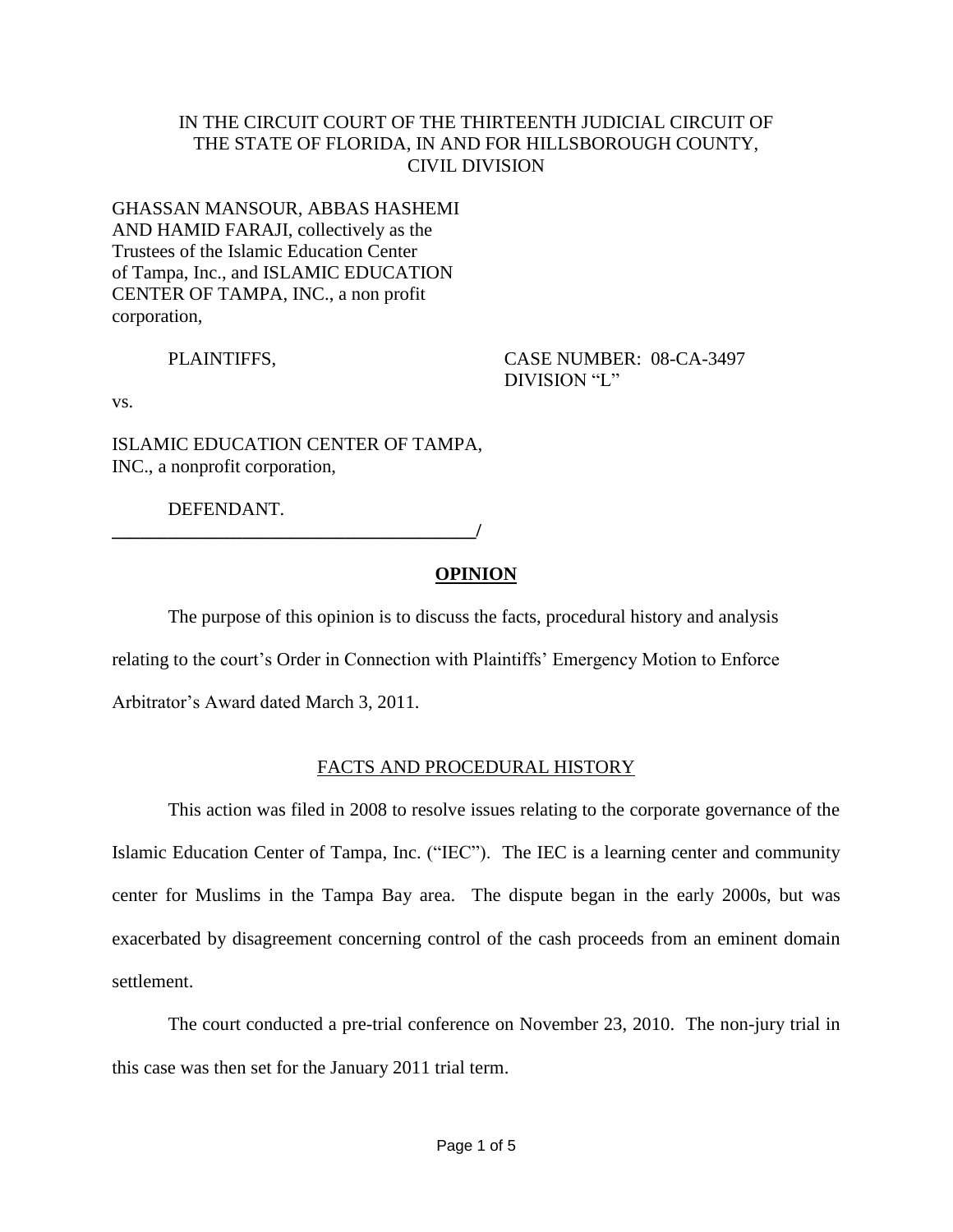IN THE CIRCUIT COURT OF THE THIRTEENTH JUDICIAL CIRCUIT OF THE STATE OF FLORIDA, IN AND FOR HILLSBOROUGH COUNTY, CIVIL DIVISION

GHASSAN MANSOUR, ABBAS HASHEMI AND HAMID FARAJI, collectively as the Trustees of the Islamic Education Center of Tampa, Inc., and ISLAMIC EDUCATION CENTER OF TAMPA, INC., a non profit corporation,

PLAINTIFFS,

CASE NUMBER: 08-CA-3497
DIVISION "L"

vs.

ISLAMIC EDUCATION CENTER OF TAMPA, INC., a nonprofit corporation,

DEFENDANT.
_______________________________________/

## OPINION

The purpose of this opinion is to discuss the facts, procedural history and analysis relating to the court's Order in Connection with Plaintiffs' Emergency Motion to Enforce Arbitrator's Award dated March 3, 2011.

### FACTS AND PROCEDURAL HISTORY

This action was filed in 2008 to resolve issues relating to the corporate governance of the Islamic Education Center of Tampa, Inc. ("IEC"). The IEC is a learning center and community center for Muslims in the Tampa Bay area. The dispute began in the early 2000s, but was exacerbated by disagreement concerning control of the cash proceeds from an eminent domain settlement.

The court conducted a pre-trial conference on November 23, 2010. The non-jury trial in this case was then set for the January 2011 trial term.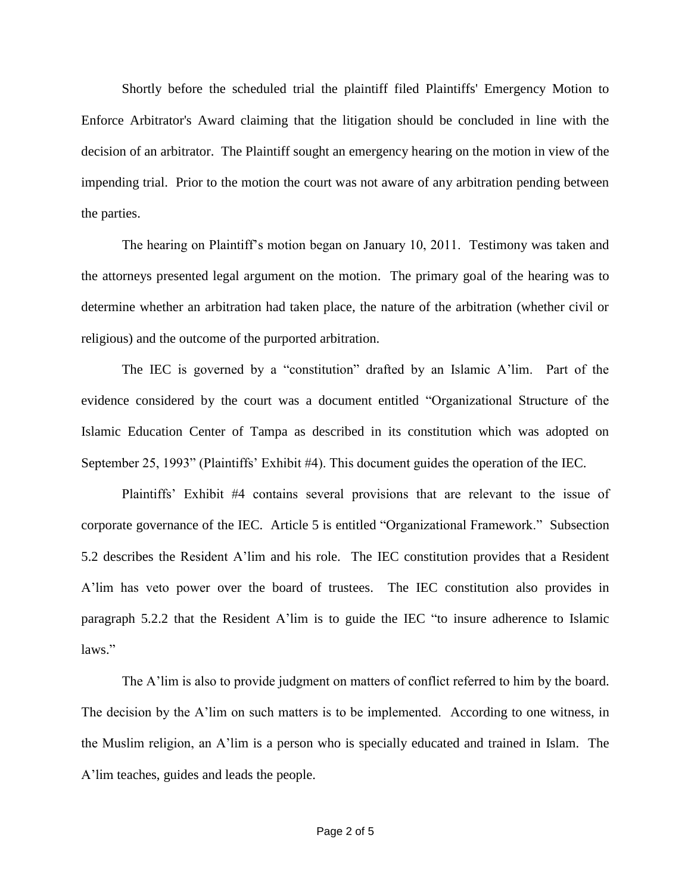Shortly before the scheduled trial the plaintiff filed Plaintiffs' Emergency Motion to Enforce Arbitrator's Award claiming that the litigation should be concluded in line with the decision of an arbitrator. The Plaintiff sought an emergency hearing on the motion in view of the impending trial. Prior to the motion the court was not aware of any arbitration pending between the parties.

The hearing on Plaintiff's motion began on January 10, 2011. Testimony was taken and the attorneys presented legal argument on the motion. The primary goal of the hearing was to determine whether an arbitration had taken place, the nature of the arbitration (whether civil or religious) and the outcome of the purported arbitration.

The IEC is governed by a "constitution" drafted by an Islamic A'lim. Part of the evidence considered by the court was a document entitled "Organizational Structure of the Islamic Education Center of Tampa as described in its constitution which was adopted on September 25, 1993" (Plaintiffs' Exhibit #4). This document guides the operation of the IEC.

Plaintiffs' Exhibit #4 contains several provisions that are relevant to the issue of corporate governance of the IEC. Article 5 is entitled "Organizational Framework." Subsection 5.2 describes the Resident A'lim and his role. The IEC constitution provides that a Resident A'lim has veto power over the board of trustees. The IEC constitution also provides in paragraph 5.2.2 that the Resident A'lim is to guide the IEC "to insure adherence to Islamic laws."

The A'lim is also to provide judgment on matters of conflict referred to him by the board. The decision by the A'lim on such matters is to be implemented. According to one witness, in the Muslim religion, an A'lim is a person who is specially educated and trained in Islam. The A'lim teaches, guides and leads the people.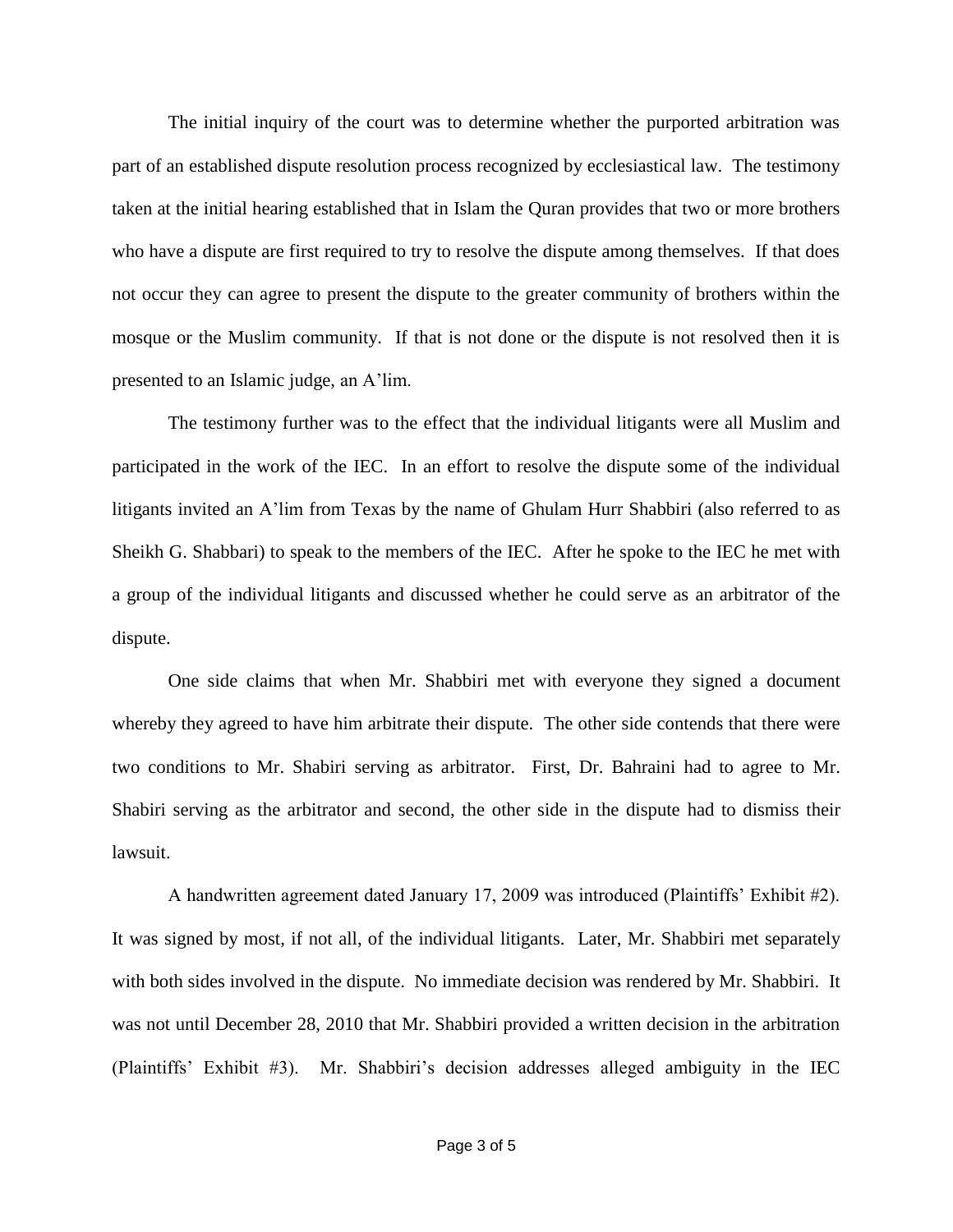The initial inquiry of the court was to determine whether the purported arbitration was part of an established dispute resolution process recognized by ecclesiastical law. The testimony taken at the initial hearing established that in Islam the Quran provides that two or more brothers who have a dispute are first required to try to resolve the dispute among themselves. If that does not occur they can agree to present the dispute to the greater community of brothers within the mosque or the Muslim community. If that is not done or the dispute is not resolved then it is presented to an Islamic judge, an A'lim.

The testimony further was to the effect that the individual litigants were all Muslim and participated in the work of the IEC. In an effort to resolve the dispute some of the individual litigants invited an A'lim from Texas by the name of Ghulam Hurr Shabbiri (also referred to as Sheikh G. Shabbari) to speak to the members of the IEC. After he spoke to the IEC he met with a group of the individual litigants and discussed whether he could serve as an arbitrator of the dispute.

One side claims that when Mr. Shabbiri met with everyone they signed a document whereby they agreed to have him arbitrate their dispute. The other side contends that there were two conditions to Mr. Shabiri serving as arbitrator. First, Dr. Bahraini had to agree to Mr. Shabiri serving as the arbitrator and second, the other side in the dispute had to dismiss their lawsuit.

A handwritten agreement dated January 17, 2009 was introduced (Plaintiffs' Exhibit #2). It was signed by most, if not all, of the individual litigants. Later, Mr. Shabbiri met separately with both sides involved in the dispute. No immediate decision was rendered by Mr. Shabbiri. It was not until December 28, 2010 that Mr. Shabbiri provided a written decision in the arbitration (Plaintiffs' Exhibit #3). Mr. Shabbiri's decision addresses alleged ambiguity in the IEC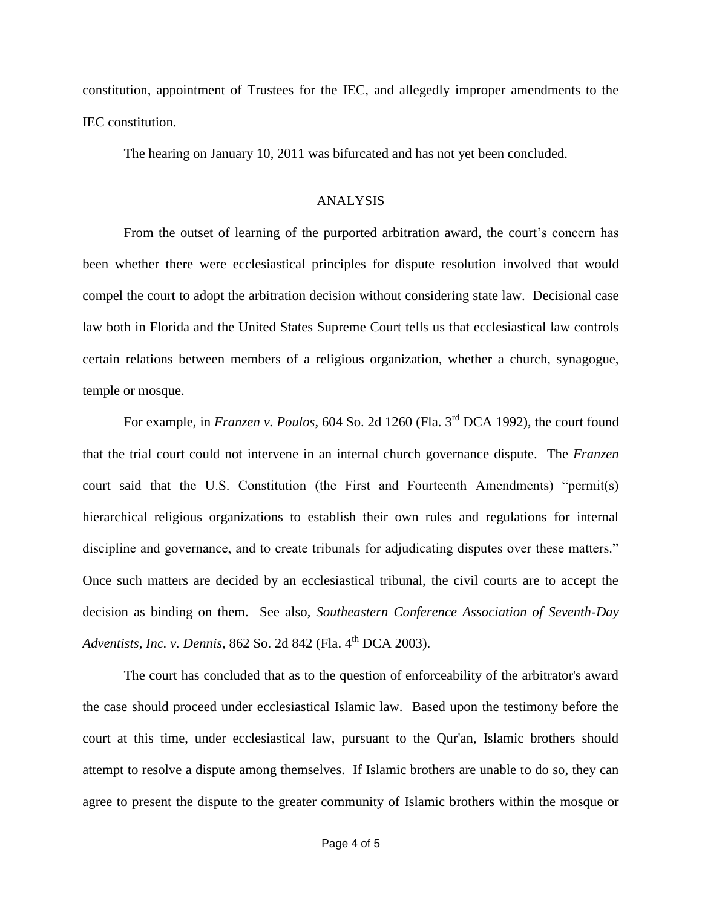constitution, appointment of Trustees for the IEC, and allegedly improper amendments to the IEC constitution.

The hearing on January 10, 2011 was bifurcated and has not yet been concluded.

## ANALYSIS

From the outset of learning of the purported arbitration award, the court's concern has been whether there were ecclesiastical principles for dispute resolution involved that would compel the court to adopt the arbitration decision without considering state law. Decisional case law both in Florida and the United States Supreme Court tells us that ecclesiastical law controls certain relations between members of a religious organization, whether a church, synagogue, temple or mosque.

For example, in *Franzen v. Poulos*, 604 So. 2d 1260 (Fla. 3rd DCA 1992), the court found that the trial court could not intervene in an internal church governance dispute. The *Franzen* court said that the U.S. Constitution (the First and Fourteenth Amendments) "permit(s) hierarchical religious organizations to establish their own rules and regulations for internal discipline and governance, and to create tribunals for adjudicating disputes over these matters." Once such matters are decided by an ecclesiastical tribunal, the civil courts are to accept the decision as binding on them. See also, *Southeastern Conference Association of Seventh-Day Adventists, Inc. v. Dennis*, 862 So. 2d 842 (Fla. 4th DCA 2003).

The court has concluded that as to the question of enforceability of the arbitrator's award the case should proceed under ecclesiastical Islamic law. Based upon the testimony before the court at this time, under ecclesiastical law, pursuant to the Qur'an, Islamic brothers should attempt to resolve a dispute among themselves. If Islamic brothers are unable to do so, they can agree to present the dispute to the greater community of Islamic brothers within the mosque or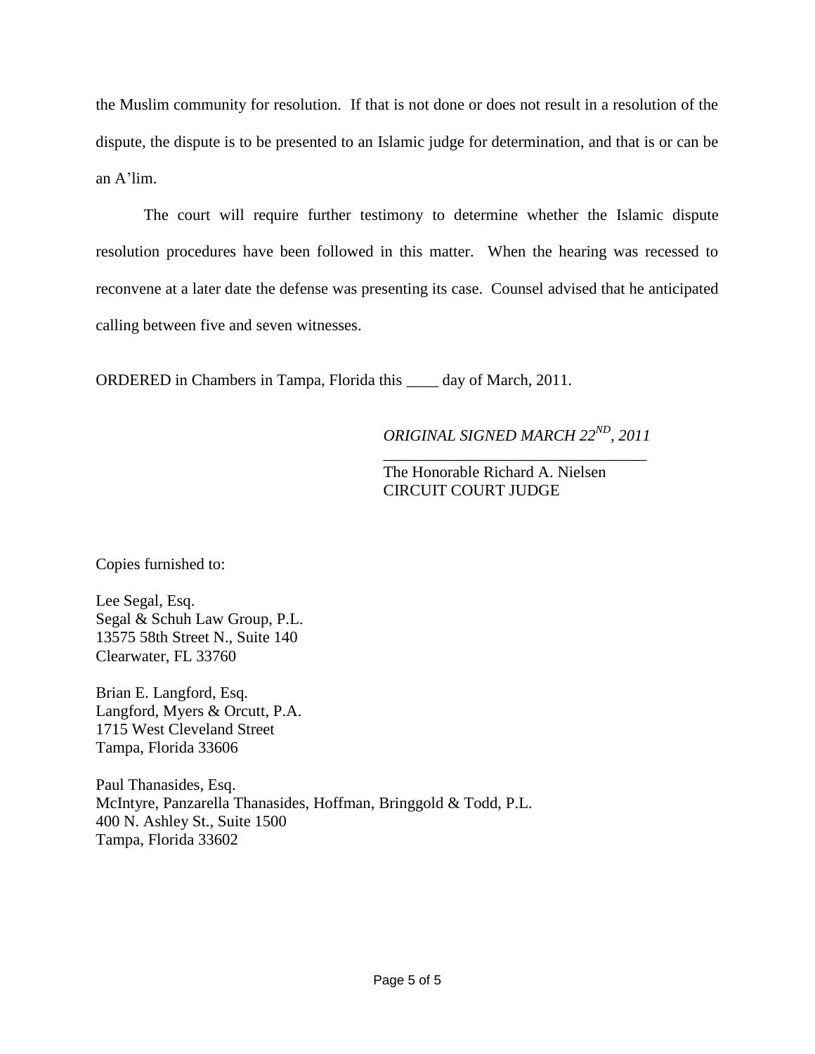the Muslim community for resolution. If that is not done or does not result in a resolution of the dispute, the dispute is to be presented to an Islamic judge for determination, and that is or can be an A'lim.

The court will require further testimony to determine whether the Islamic dispute resolution procedures have been followed in this matter. When the hearing was recessed to reconvene at a later date the defense was presenting its case. Counsel advised that he anticipated calling between five and seven witnesses.

ORDERED in Chambers in Tampa, Florida this ____ day of March, 2011.

*ORIGINAL SIGNED MARCH 22ND, 2011*

_________________________________

The Honorable Richard A. Nielsen
CIRCUIT COURT JUDGE

Copies furnished to:

Lee Segal, Esq.
Segal & Schuh Law Group, P.L.
13575 58th Street N., Suite 140
Clearwater, FL 33760

Brian E. Langford, Esq.
Langford, Myers & Orcutt, P.A.
1715 West Cleveland Street
Tampa, Florida 33606

Paul Thanasides, Esq.
McIntyre, Panzarella Thanasides, Hoffman, Bringgold & Todd, P.L.
400 N. Ashley St., Suite 1500
Tampa, Florida 33602